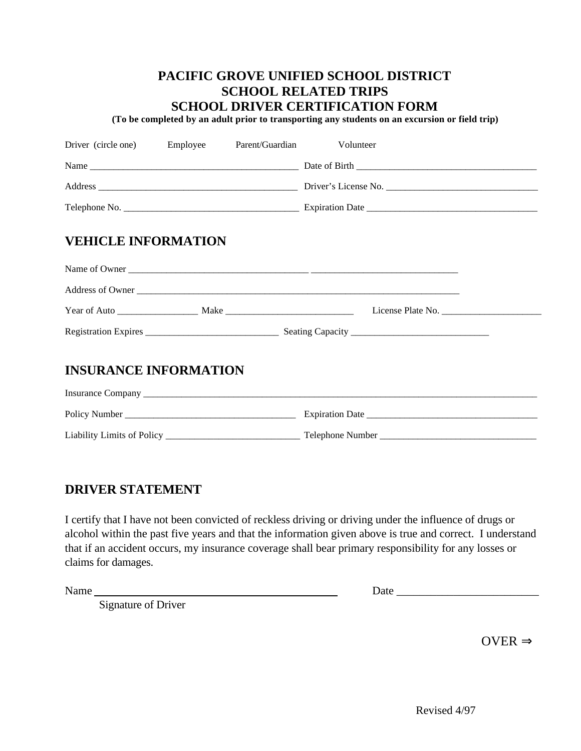# PACIFIC GROVE UNIFIED SCHOOL DISTRICT
# SCHOOL RELATED TRIPS
# SCHOOL DRIVER CERTIFICATION FORM

**(To be completed by an adult prior to transporting any students on an excursion or field trip)**

Driver (circle one) Employee Parent/Guardian Volunteer

Name ____________________________________________ Date of Birth ______________________________________

Address __________________________________________ Driver's License No. ________________________________

Telephone No. _____________________________________ Expiration Date ____________________________________

## VEHICLE INFORMATION

Name of Owner _____________________________________ ______________________________

Address of Owner _____________________________________________________________________

Year of Auto ________________ Make ___________________________ License Plate No. _____________________

Registration Expires ____________________________ Seating Capacity _____________________________

## INSURANCE INFORMATION

Insurance Company _________________________________________________________________________________

Policy Number ____________________________________ Expiration Date ____________________________________

Liability Limits of Policy ____________________________ Telephone Number _________________________________

## DRIVER STATEMENT

I certify that I have not been convicted of reckless driving or driving under the influence of drugs or alcohol within the past five years and that the information given above is true and correct. I understand that if an accident occurs, my insurance coverage shall bear primary responsibility for any losses or claims for damages.

Name ____________________________________________ Date _________________________

Signature of Driver

OVER ⇒

Revised 4/97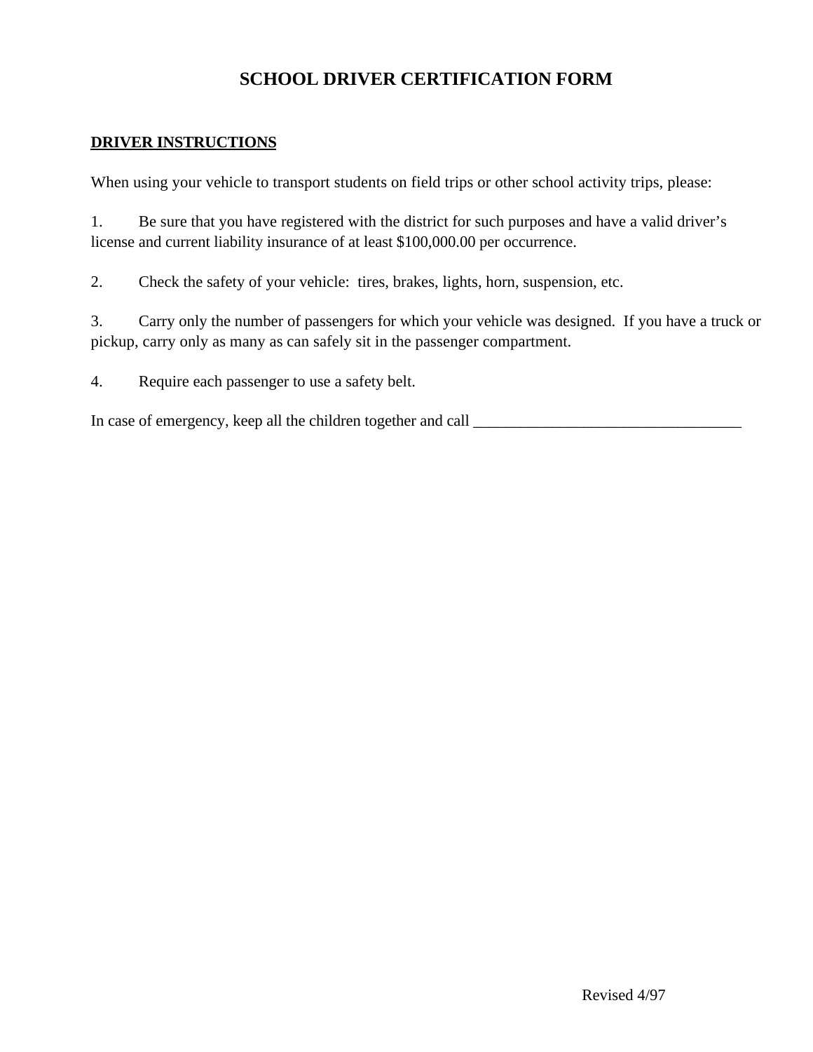# SCHOOL DRIVER CERTIFICATION FORM

**DRIVER INSTRUCTIONS**

When using your vehicle to transport students on field trips or other school activity trips, please:

1. Be sure that you have registered with the district for such purposes and have a valid driver's license and current liability insurance of at least $100,000.00 per occurrence.

2. Check the safety of your vehicle: tires, brakes, lights, horn, suspension, etc.

3. Carry only the number of passengers for which your vehicle was designed. If you have a truck or pickup, carry only as many as can safely sit in the passenger compartment.

4. Require each passenger to use a safety belt.

In case of emergency, keep all the children together and call ___________________________________

Revised 4/97